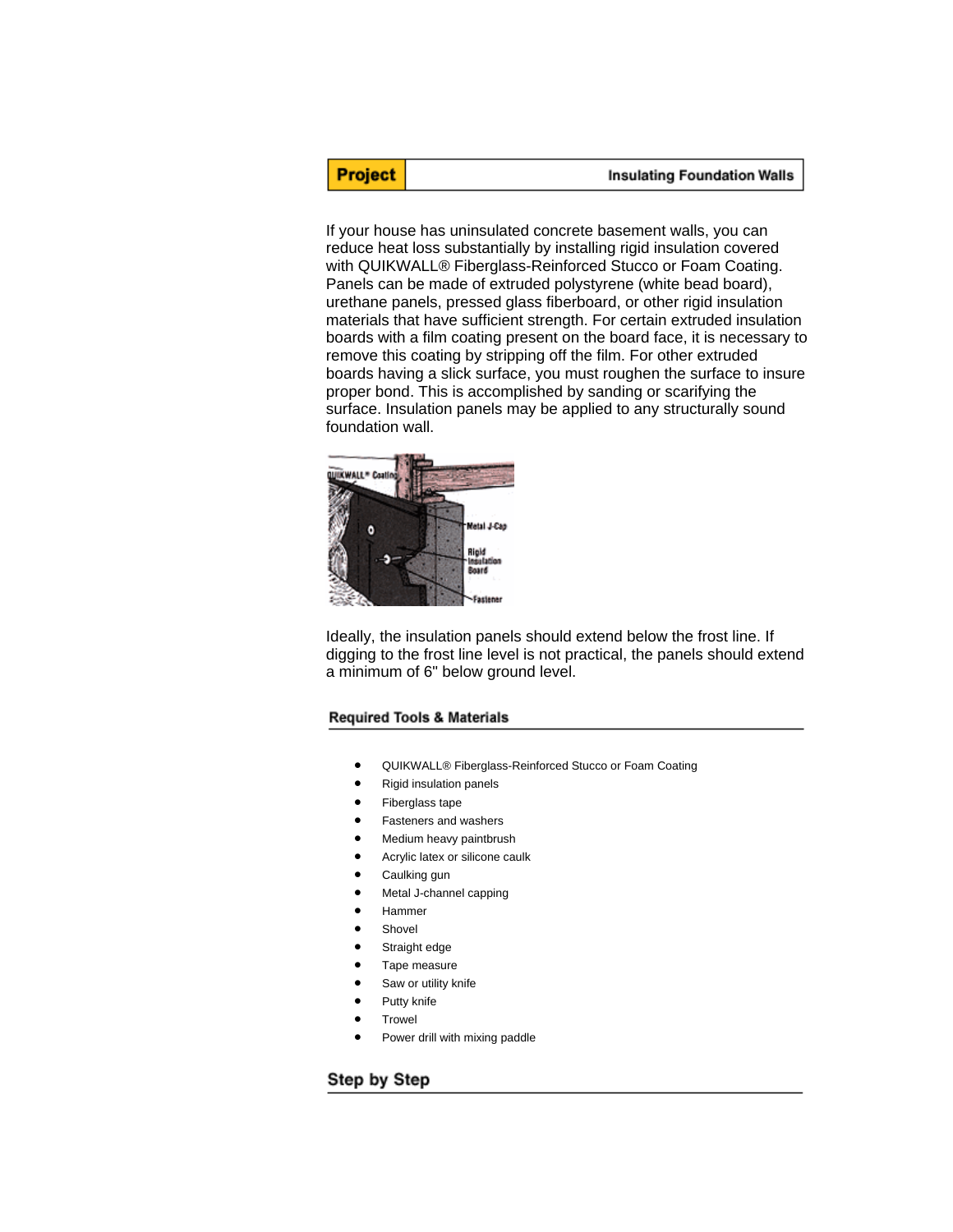**Project** | **Insulating Foundation Walls**

If your house has uninsulated concrete basement walls, you can reduce heat loss substantially by installing rigid insulation covered with QUIKWALL® Fiberglass-Reinforced Stucco or Foam Coating. Panels can be made of extruded polystyrene (white bead board), urethane panels, pressed glass fiberboard, or other rigid insulation materials that have sufficient strength. For certain extruded insulation boards with a film coating present on the board face, it is necessary to remove this coating by stripping off the film. For other extruded boards having a slick surface, you must roughen the surface to insure proper bond. This is accomplished by sanding or scarifying the surface. Insulation panels may be applied to any structurally sound foundation wall.

Ideally, the insulation panels should extend below the frost line. If digging to the frost line level is not practical, the panels should extend a minimum of 6" below ground level.

## Required Tools & Materials

- QUIKWALL® Fiberglass-Reinforced Stucco or Foam Coating
- Rigid insulation panels
- Fiberglass tape
- Fasteners and washers
- Medium heavy paintbrush
- Acrylic latex or silicone caulk
- Caulking gun
- Metal J-channel capping
- Hammer
- Shovel
- Straight edge
- Tape measure
- Saw or utility knife
- Putty knife
- Trowel
- Power drill with mixing paddle

## Step by Step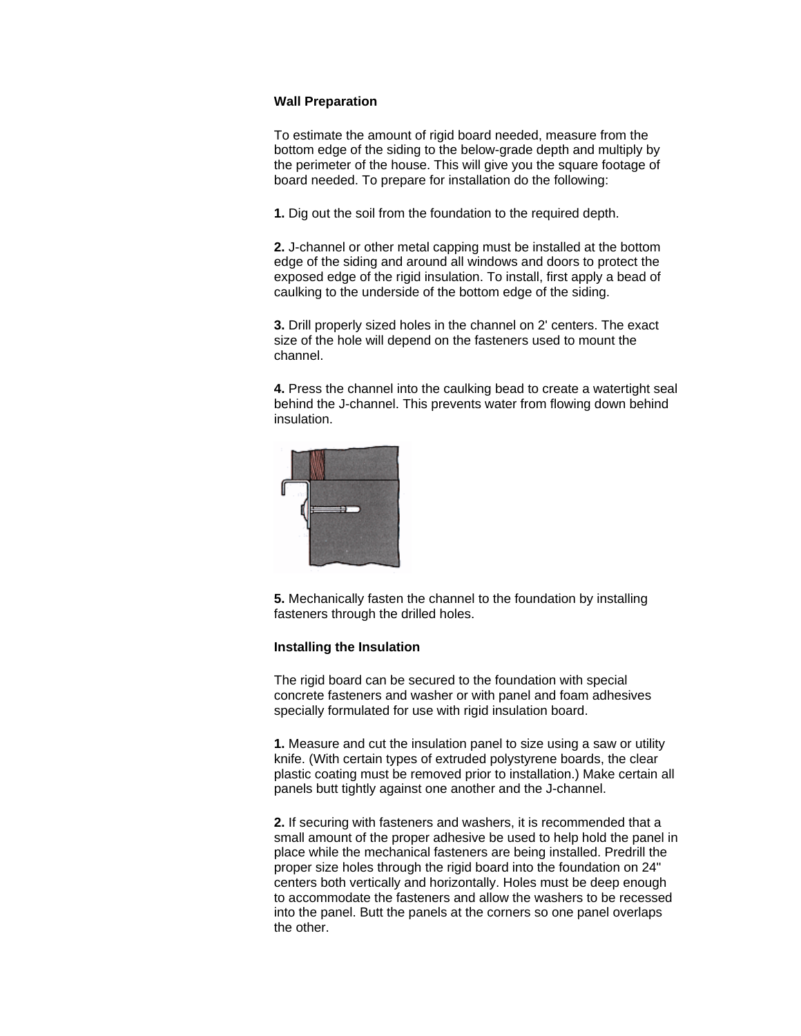**Wall Preparation**

To estimate the amount of rigid board needed, measure from the bottom edge of the siding to the below-grade depth and multiply by the perimeter of the house. This will give you the square footage of board needed. To prepare for installation do the following:

**1.** Dig out the soil from the foundation to the required depth.

**2.** J-channel or other metal capping must be installed at the bottom edge of the siding and around all windows and doors to protect the exposed edge of the rigid insulation. To install, first apply a bead of caulking to the underside of the bottom edge of the siding.

**3.** Drill properly sized holes in the channel on 2' centers. The exact size of the hole will depend on the fasteners used to mount the channel.

**4.** Press the channel into the caulking bead to create a watertight seal behind the J-channel. This prevents water from flowing down behind insulation.

**5.** Mechanically fasten the channel to the foundation by installing fasteners through the drilled holes.

**Installing the Insulation**

The rigid board can be secured to the foundation with special concrete fasteners and washer or with panel and foam adhesives specially formulated for use with rigid insulation board.

**1.** Measure and cut the insulation panel to size using a saw or utility knife. (With certain types of extruded polystyrene boards, the clear plastic coating must be removed prior to installation.) Make certain all panels butt tightly against one another and the J-channel.

**2.** If securing with fasteners and washers, it is recommended that a small amount of the proper adhesive be used to help hold the panel in place while the mechanical fasteners are being installed. Predrill the proper size holes through the rigid board into the foundation on 24" centers both vertically and horizontally. Holes must be deep enough to accommodate the fasteners and allow the washers to be recessed into the panel. Butt the panels at the corners so one panel overlaps the other.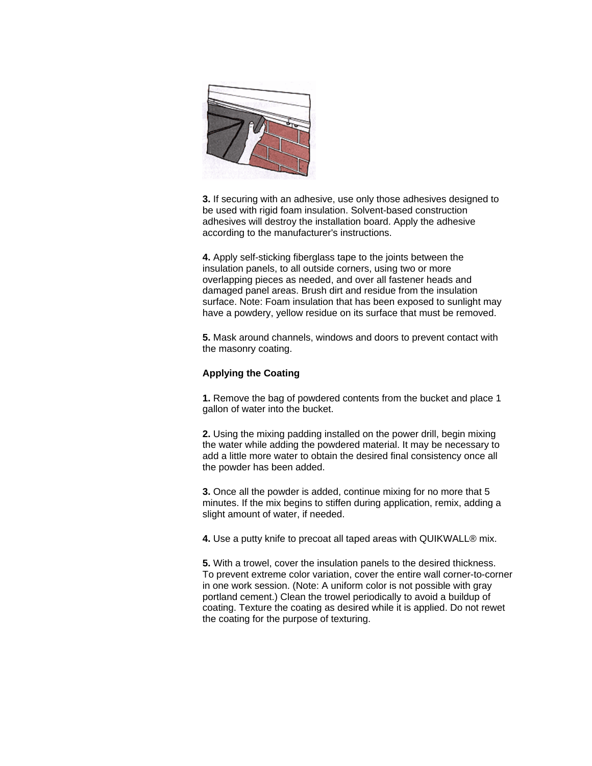**3.** If securing with an adhesive, use only those adhesives designed to be used with rigid foam insulation. Solvent-based construction adhesives will destroy the installation board. Apply the adhesive according to the manufacturer's instructions.

**4.** Apply self-sticking fiberglass tape to the joints between the insulation panels, to all outside corners, using two or more overlapping pieces as needed, and over all fastener heads and damaged panel areas. Brush dirt and residue from the insulation surface. Note: Foam insulation that has been exposed to sunlight may have a powdery, yellow residue on its surface that must be removed.

**5.** Mask around channels, windows and doors to prevent contact with the masonry coating.

**Applying the Coating**

**1.** Remove the bag of powdered contents from the bucket and place 1 gallon of water into the bucket.

**2.** Using the mixing padding installed on the power drill, begin mixing the water while adding the powdered material. It may be necessary to add a little more water to obtain the desired final consistency once all the powder has been added.

**3.** Once all the powder is added, continue mixing for no more that 5 minutes. If the mix begins to stiffen during application, remix, adding a slight amount of water, if needed.

**4.** Use a putty knife to precoat all taped areas with QUIKWALL® mix.

**5.** With a trowel, cover the insulation panels to the desired thickness. To prevent extreme color variation, cover the entire wall corner-to-corner in one work session. (Note: A uniform color is not possible with gray portland cement.) Clean the trowel periodically to avoid a buildup of coating. Texture the coating as desired while it is applied. Do not rewet the coating for the purpose of texturing.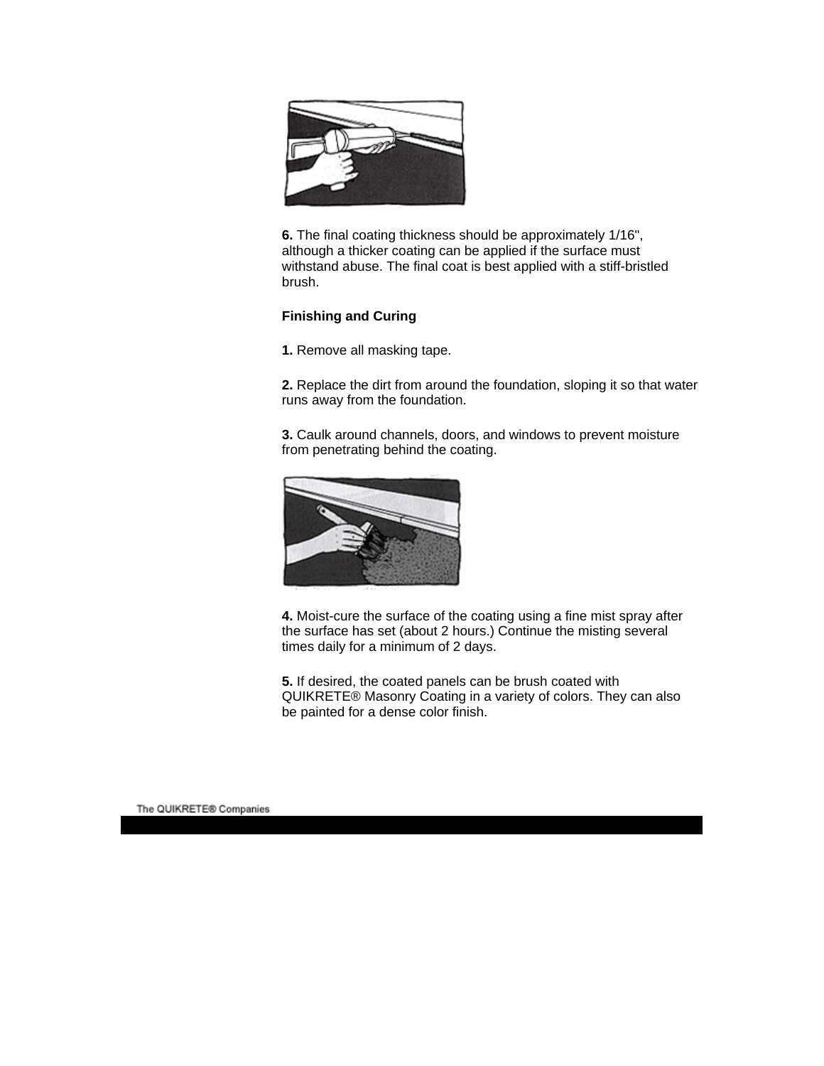**6.** The final coating thickness should be approximately 1/16", although a thicker coating can be applied if the surface must withstand abuse. The final coat is best applied with a stiff-bristled brush.

**Finishing and Curing**

**1.** Remove all masking tape.

**2.** Replace the dirt from around the foundation, sloping it so that water runs away from the foundation.

**3.** Caulk around channels, doors, and windows to prevent moisture from penetrating behind the coating.

**4.** Moist-cure the surface of the coating using a fine mist spray after the surface has set (about 2 hours.) Continue the misting several times daily for a minimum of 2 days.

**5.** If desired, the coated panels can be brush coated with QUIKRETE® Masonry Coating in a variety of colors. They can also be painted for a dense color finish.